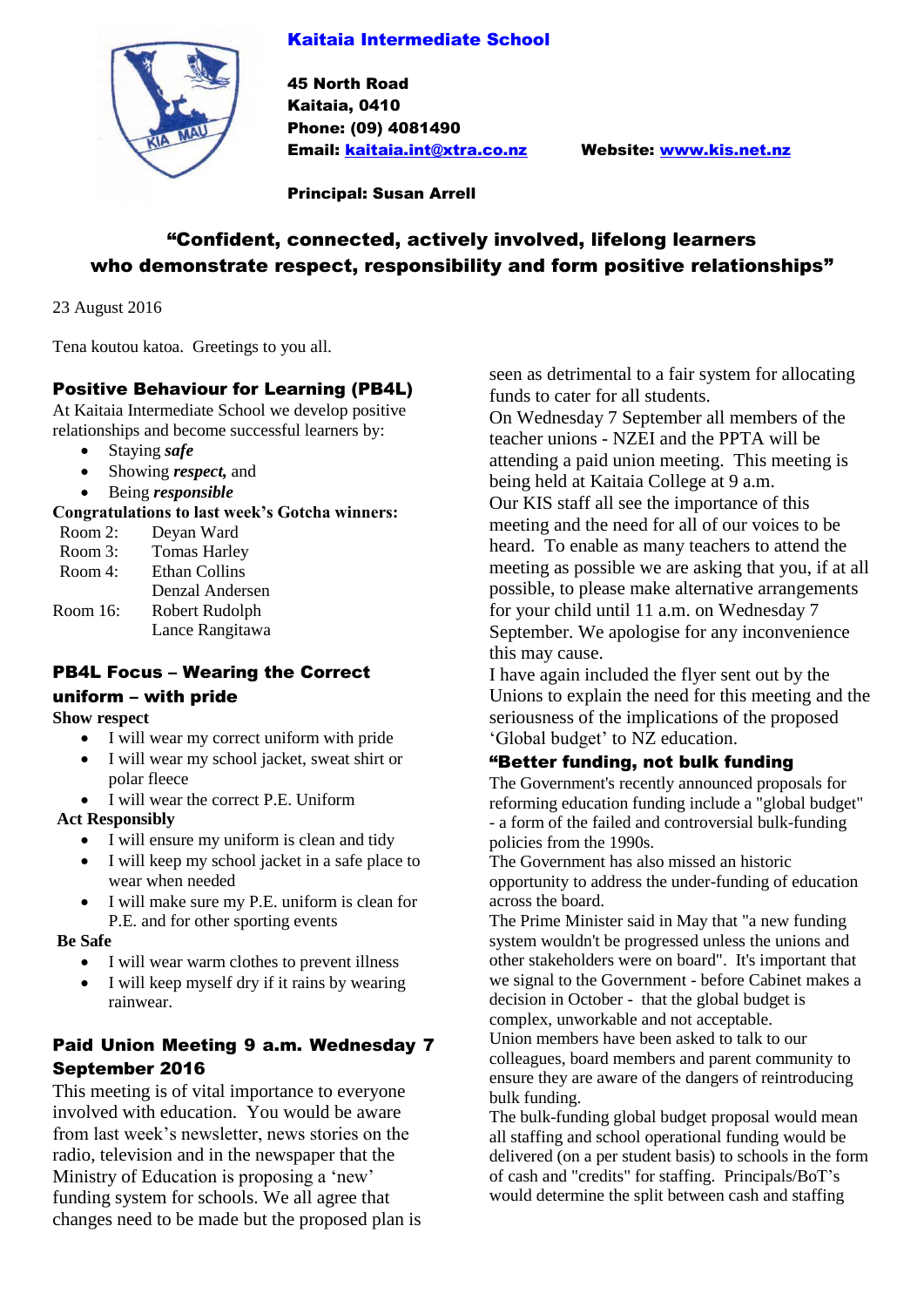# Kaitaia Intermediate School

**45 North Road**
**Kaitaia, 0410**
**Phone: (09) 4081490**
**Email: kaitaia.int@xtra.co.nz** **Website: www.kis.net.nz**

**Principal: Susan Arrell**

## "Confident, connected, actively involved, lifelong learners who demonstrate respect, responsibility and form positive relationships"

23 August 2016

Tena koutou katoa. Greetings to you all.

### Positive Behaviour for Learning (PB4L)

At Kaitaia Intermediate School we develop positive relationships and become successful learners by:

- Staying ***safe***
- Showing ***respect,*** and
- Being ***responsible***

**Congratulations to last week's Gotcha winners:**

| | |
|---|---|
| Room 2: | Deyan Ward |
| Room 3: | Tomas Harley |
| Room 4: | Ethan Collins |
| | Denzal Andersen |
| Room 16: | Robert Rudolph |
| | Lance Rangitawa |

### PB4L Focus – Wearing the Correct uniform – with pride

**Show respect**

- I will wear my correct uniform with pride
- I will wear my school jacket, sweat shirt or polar fleece
- I will wear the correct P.E. Uniform

**Act Responsibly**

- I will ensure my uniform is clean and tidy
- I will keep my school jacket in a safe place to wear when needed
- I will make sure my P.E. uniform is clean for P.E. and for other sporting events

**Be Safe**

- I will wear warm clothes to prevent illness
- I will keep myself dry if it rains by wearing rainwear.

### Paid Union Meeting 9 a.m. Wednesday 7 September 2016

This meeting is of vital importance to everyone involved with education. You would be aware from last week's newsletter, news stories on the radio, television and in the newspaper that the Ministry of Education is proposing a 'new' funding system for schools. We all agree that changes need to be made but the proposed plan is seen as detrimental to a fair system for allocating funds to cater for all students.

On Wednesday 7 September all members of the teacher unions - NZEI and the PPTA will be attending a paid union meeting. This meeting is being held at Kaitaia College at 9 a.m.

Our KIS staff all see the importance of this meeting and the need for all of our voices to be heard. To enable as many teachers to attend the meeting as possible we are asking that you, if at all possible, to please make alternative arrangements for your child until 11 a.m. on Wednesday 7 September. We apologise for any inconvenience this may cause.

I have again included the flyer sent out by the Unions to explain the need for this meeting and the seriousness of the implications of the proposed 'Global budget' to NZ education.

### "Better funding, not bulk funding

The Government's recently announced proposals for reforming education funding include a "global budget" - a form of the failed and controversial bulk-funding policies from the 1990s.

The Government has also missed an historic opportunity to address the under-funding of education across the board.

The Prime Minister said in May that "a new funding system wouldn't be progressed unless the unions and other stakeholders were on board". It's important that we signal to the Government - before Cabinet makes a decision in October - that the global budget is complex, unworkable and not acceptable.

Union members have been asked to talk to our colleagues, board members and parent community to ensure they are aware of the dangers of reintroducing bulk funding.

The bulk-funding global budget proposal would mean all staffing and school operational funding would be delivered (on a per student basis) to schools in the form of cash and "credits" for staffing. Principals/BoT's would determine the split between cash and staffing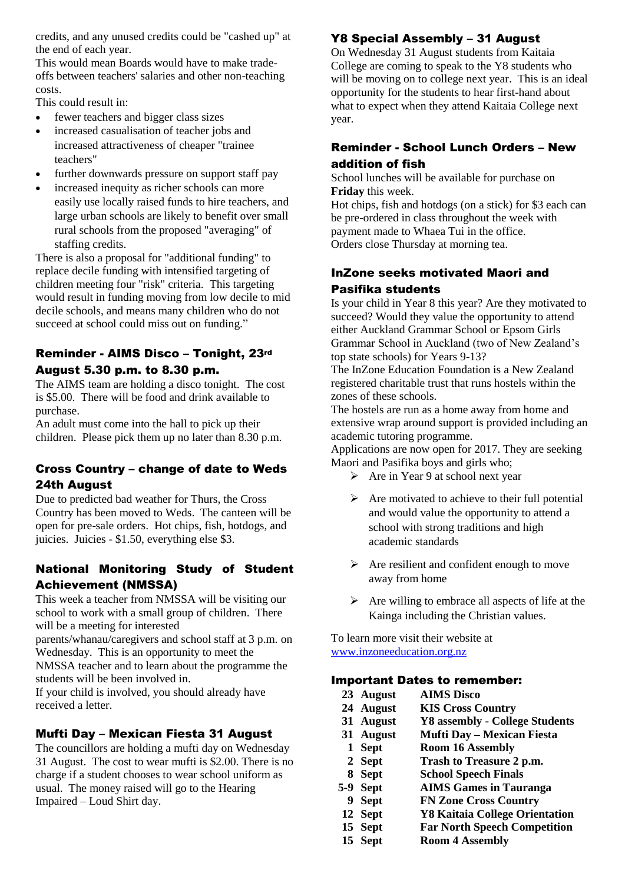credits, and any unused credits could be "cashed up" at the end of each year.

This would mean Boards would have to make trade-offs between teachers' salaries and other non-teaching costs.

This could result in:

- fewer teachers and bigger class sizes
- increased casualisation of teacher jobs and increased attractiveness of cheaper "trainee teachers"
- further downwards pressure on support staff pay
- increased inequity as richer schools can more easily use locally raised funds to hire teachers, and large urban schools are likely to benefit over small rural schools from the proposed "averaging" of staffing credits.

There is also a proposal for "additional funding" to replace decile funding with intensified targeting of children meeting four "risk" criteria. This targeting would result in funding moving from low decile to mid decile schools, and means many children who do not succeed at school could miss out on funding."

## Reminder - AIMS Disco – Tonight, 23rd August 5.30 p.m. to 8.30 p.m.

The AIMS team are holding a disco tonight. The cost is $5.00. There will be food and drink available to purchase.

An adult must come into the hall to pick up their children. Please pick them up no later than 8.30 p.m.

## Cross Country – change of date to Weds 24th August

Due to predicted bad weather for Thurs, the Cross Country has been moved to Weds. The canteen will be open for pre-sale orders. Hot chips, fish, hotdogs, and juicies. Juicies - $1.50, everything else $3.

## National Monitoring Study of Student Achievement (NMSSA)

This week a teacher from NMSSA will be visiting our school to work with a small group of children. There will be a meeting for interested parents/whanau/caregivers and school staff at 3 p.m. on Wednesday. This is an opportunity to meet the NMSSA teacher and to learn about the programme the students will be been involved in.

If your child is involved, you should already have received a letter.

## Mufti Day – Mexican Fiesta 31 August

The councillors are holding a mufti day on Wednesday 31 August. The cost to wear mufti is $2.00. There is no charge if a student chooses to wear school uniform as usual. The money raised will go to the Hearing Impaired – Loud Shirt day.

## Y8 Special Assembly – 31 August

On Wednesday 31 August students from Kaitaia College are coming to speak to the Y8 students who will be moving on to college next year. This is an ideal opportunity for the students to hear first-hand about what to expect when they attend Kaitaia College next year.

## Reminder - School Lunch Orders – New addition of fish

School lunches will be available for purchase on **Friday** this week.

Hot chips, fish and hotdogs (on a stick) for $3 each can be pre-ordered in class throughout the week with payment made to Whaea Tui in the office.

Orders close Thursday at morning tea.

## InZone seeks motivated Maori and Pasifika students

Is your child in Year 8 this year? Are they motivated to succeed? Would they value the opportunity to attend either Auckland Grammar School or Epsom Girls Grammar School in Auckland (two of New Zealand's top state schools) for Years 9-13?

The InZone Education Foundation is a New Zealand registered charitable trust that runs hostels within the zones of these schools.

The hostels are run as a home away from home and extensive wrap around support is provided including an academic tutoring programme.

Applications are now open for 2017. They are seeking Maori and Pasifika boys and girls who;

- Are in Year 9 at school next year
- Are motivated to achieve to their full potential and would value the opportunity to attend a school with strong traditions and high academic standards
- Are resilient and confident enough to move away from home
- Are willing to embrace all aspects of life at the Kainga including the Christian values.

To learn more visit their website at www.inzoneeducation.org.nz

## Important Dates to remember:

| | |
|---|---|
| 23 August | **AIMS Disco** |
| 24 August | **KIS Cross Country** |
| 31 August | **Y8 assembly - College Students** |
| 31 August | **Mufti Day – Mexican Fiesta** |
| 1 Sept | **Room 16 Assembly** |
| 2 Sept | **Trash to Treasure 2 p.m.** |
| 8 Sept | **School Speech Finals** |
| 5-9 Sept | **AIMS Games in Tauranga** |
| 9 Sept | **FN Zone Cross Country** |
| 12 Sept | **Y8 Kaitaia College Orientation** |
| 15 Sept | **Far North Speech Competition** |
| 15 Sept | **Room 4 Assembly** |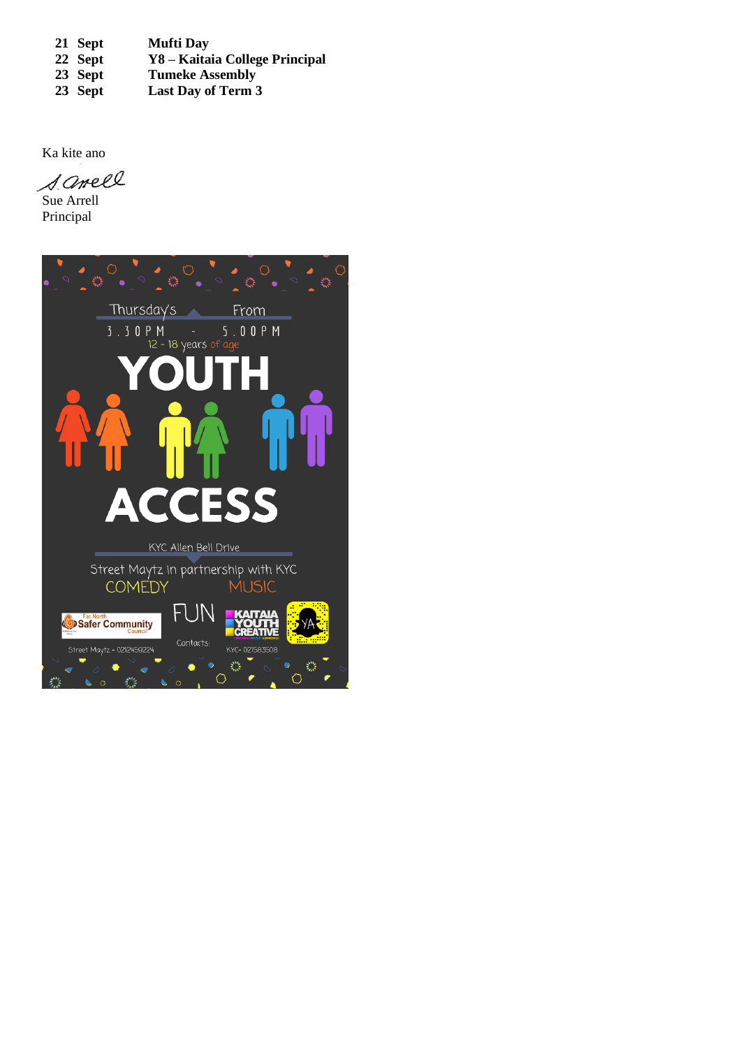| | |
|---|---|
| **21 Sept** | **Mufti Day** |
| **22 Sept** | **Y8 – Kaitaia College Principal** |
| **23 Sept** | **Tumeke Assembly** |
| **23 Sept** | **Last Day of Term 3** |

Ka kite ano

Sue Arrell
Principal

Thursdays From
3.30PM - 5.00PM
12 - 18 years of age

YOUTH ACCESS

KYC Allen Bell Drive

Street Maytz in partnership with KYC
COMEDY MUSIC
FUN

Far North Safer Community Council
KAITAIA YOUTH CREATIVE

Contacts:
Street Maytz – 0212459224
KYC- 021583508